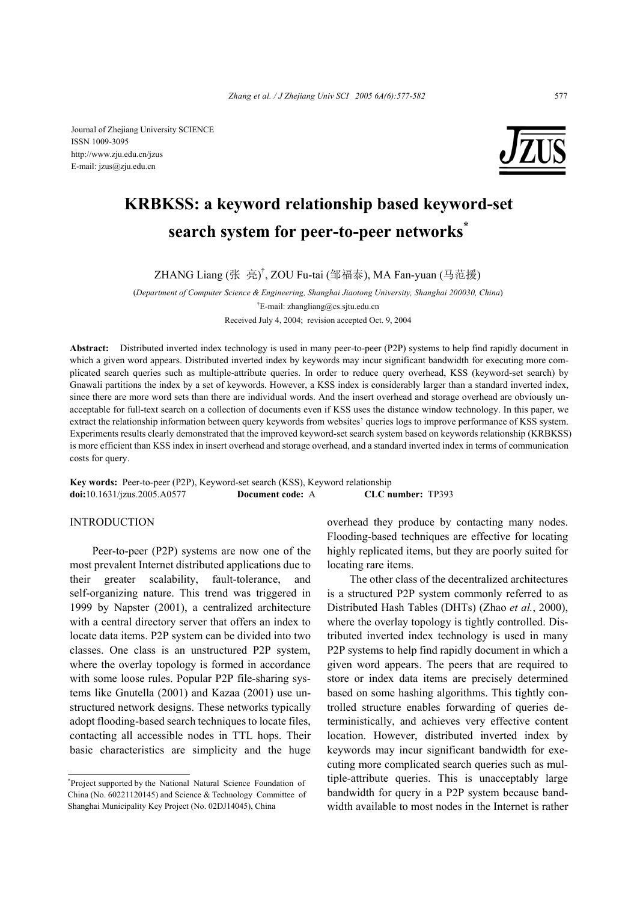Journal of Zhejiang University SCIENCE
ISSN 1009-3095
http://www.zju.edu.cn/jzus
E-mail: jzus@zju.edu.cn

# KRBKSS: a keyword relationship based keyword-set search system for peer-to-peer networks*

ZHANG Liang (张 亮)[†], ZOU Fu-tai (邹福泰), MA Fan-yuan (马范援)

(*Department of Computer Science & Engineering, Shanghai Jiaotong University, Shanghai 200030, China*)

[†]E-mail: zhangliang@cs.sjtu.edu.cn

Received July 4, 2004; revision accepted Oct. 9, 2004

**Abstract:** Distributed inverted index technology is used in many peer-to-peer (P2P) systems to help find rapidly document in which a given word appears. Distributed inverted index by keywords may incur significant bandwidth for executing more complicated search queries such as multiple-attribute queries. In order to reduce query overhead, KSS (keyword-set search) by Gnawali partitions the index by a set of keywords. However, a KSS index is considerably larger than a standard inverted index, since there are more word sets than there are individual words. And the insert overhead and storage overhead are obviously unacceptable for full-text search on a collection of documents even if KSS uses the distance window technology. In this paper, we extract the relationship information between query keywords from websites' queries logs to improve performance of KSS system. Experiments results clearly demonstrated that the improved keyword-set search system based on keywords relationship (KRBKSS) is more efficient than KSS index in insert overhead and storage overhead, and a standard inverted index in terms of communication costs for query.

**Key words:** Peer-to-peer (P2P), Keyword-set search (KSS), Keyword relationship
**doi:**10.1631/jzus.2005.A0577 **Document code:** A **CLC number:** TP393

## INTRODUCTION

Peer-to-peer (P2P) systems are now one of the most prevalent Internet distributed applications due to their greater scalability, fault-tolerance, and self-organizing nature. This trend was triggered in 1999 by Napster (2001), a centralized architecture with a central directory server that offers an index to locate data items. P2P system can be divided into two classes. One class is an unstructured P2P system, where the overlay topology is formed in accordance with some loose rules. Popular P2P file-sharing systems like Gnutella (2001) and Kazaa (2001) use unstructured network designs. These networks typically adopt flooding-based search techniques to locate files, contacting all accessible nodes in TTL hops. Their basic characteristics are simplicity and the huge overhead they produce by contacting many nodes. Flooding-based techniques are effective for locating highly replicated items, but they are poorly suited for locating rare items.

The other class of the decentralized architectures is a structured P2P system commonly referred to as Distributed Hash Tables (DHTs) (Zhao *et al.*, 2000), where the overlay topology is tightly controlled. Distributed inverted index technology is used in many P2P systems to help find rapidly document in which a given word appears. The peers that are required to store or index data items are precisely determined based on some hashing algorithms. This tightly controlled structure enables forwarding of queries deterministically, and achieves very effective content location. However, distributed inverted index by keywords may incur significant bandwidth for executing more complicated search queries such as multiple-attribute queries. This is unacceptably large bandwidth for query in a P2P system because bandwidth available to most nodes in the Internet is rather

---

*Project supported by the National Natural Science Foundation of China (No. 60221120145) and Science & Technology Committee of Shanghai Municipality Key Project (No. 02DJ14045), China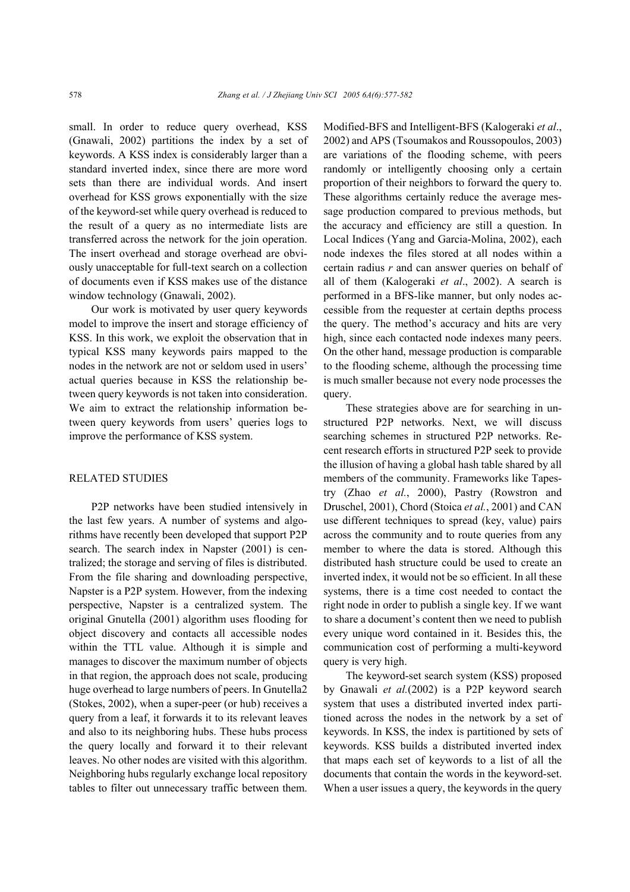small. In order to reduce query overhead, KSS (Gnawali, 2002) partitions the index by a set of keywords. A KSS index is considerably larger than a standard inverted index, since there are more word sets than there are individual words. And insert overhead for KSS grows exponentially with the size of the keyword-set while query overhead is reduced to the result of a query as no intermediate lists are transferred across the network for the join operation. The insert overhead and storage overhead are obviously unacceptable for full-text search on a collection of documents even if KSS makes use of the distance window technology (Gnawali, 2002).

Our work is motivated by user query keywords model to improve the insert and storage efficiency of KSS. In this work, we exploit the observation that in typical KSS many keywords pairs mapped to the nodes in the network are not or seldom used in users' actual queries because in KSS the relationship between query keywords is not taken into consideration. We aim to extract the relationship information between query keywords from users' queries logs to improve the performance of KSS system.

## RELATED STUDIES

P2P networks have been studied intensively in the last few years. A number of systems and algorithms have recently been developed that support P2P search. The search index in Napster (2001) is centralized; the storage and serving of files is distributed. From the file sharing and downloading perspective, Napster is a P2P system. However, from the indexing perspective, Napster is a centralized system. The original Gnutella (2001) algorithm uses flooding for object discovery and contacts all accessible nodes within the TTL value. Although it is simple and manages to discover the maximum number of objects in that region, the approach does not scale, producing huge overhead to large numbers of peers. In Gnutella2 (Stokes, 2002), when a super-peer (or hub) receives a query from a leaf, it forwards it to its relevant leaves and also to its neighboring hubs. These hubs process the query locally and forward it to their relevant leaves. No other nodes are visited with this algorithm. Neighboring hubs regularly exchange local repository tables to filter out unnecessary traffic between them. Modified-BFS and Intelligent-BFS (Kalogeraki *et al*., 2002) and APS (Tsoumakos and Roussopoulos, 2003) are variations of the flooding scheme, with peers randomly or intelligently choosing only a certain proportion of their neighbors to forward the query to. These algorithms certainly reduce the average message production compared to previous methods, but the accuracy and efficiency are still a question. In Local Indices (Yang and Garcia-Molina, 2002), each node indexes the files stored at all nodes within a certain radius *r* and can answer queries on behalf of all of them (Kalogeraki *et al*., 2002). A search is performed in a BFS-like manner, but only nodes accessible from the requester at certain depths process the query. The method's accuracy and hits are very high, since each contacted node indexes many peers. On the other hand, message production is comparable to the flooding scheme, although the processing time is much smaller because not every node processes the query.

These strategies above are for searching in unstructured P2P networks. Next, we will discuss searching schemes in structured P2P networks. Recent research efforts in structured P2P seek to provide the illusion of having a global hash table shared by all members of the community. Frameworks like Tapestry (Zhao *et al*., 2000), Pastry (Rowstron and Druschel, 2001), Chord (Stoica *et al.*, 2001) and CAN use different techniques to spread (key, value) pairs across the community and to route queries from any member to where the data is stored. Although this distributed hash structure could be used to create an inverted index, it would not be so efficient. In all these systems, there is a time cost needed to contact the right node in order to publish a single key. If we want to share a document's content then we need to publish every unique word contained in it. Besides this, the communication cost of performing a multi-keyword query is very high.

The keyword-set search system (KSS) proposed by Gnawali *et al.*(2002) is a P2P keyword search system that uses a distributed inverted index partitioned across the nodes in the network by a set of keywords. In KSS, the index is partitioned by sets of keywords. KSS builds a distributed inverted index that maps each set of keywords to a list of all the documents that contain the words in the keyword-set. When a user issues a query, the keywords in the query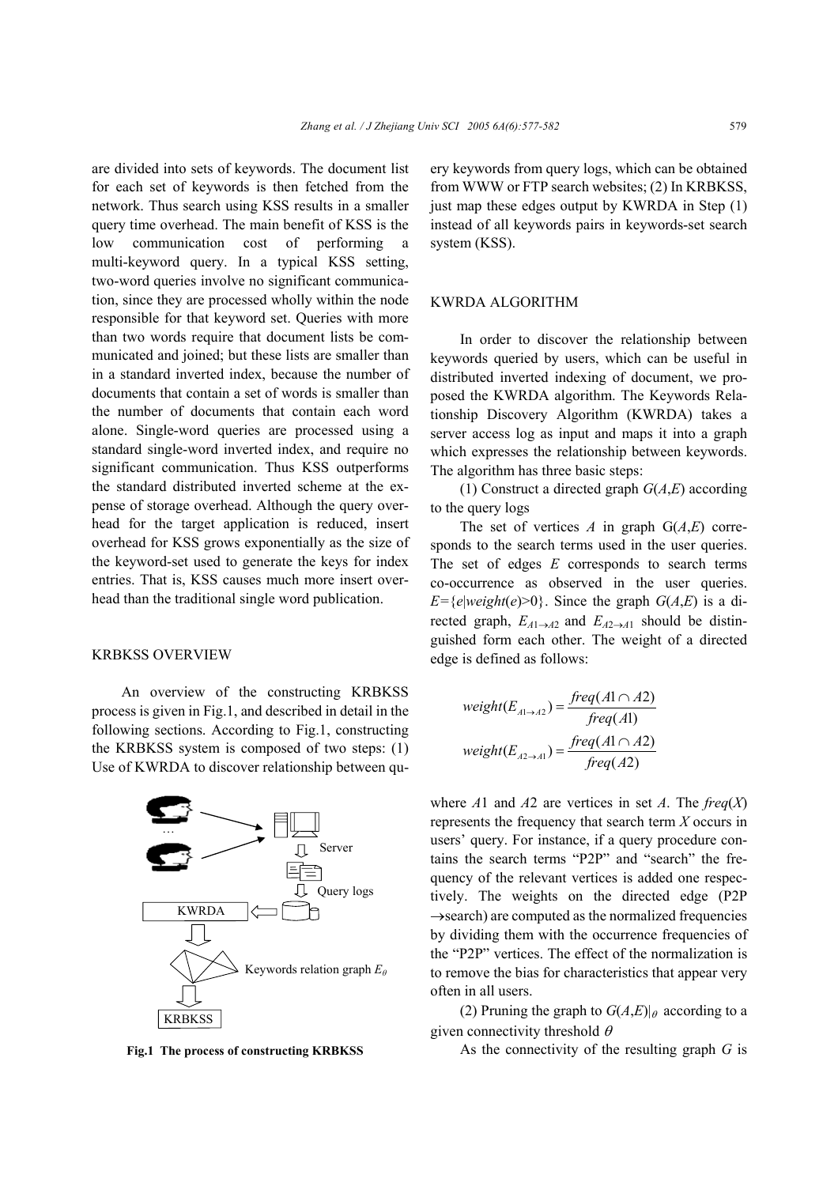are divided into sets of keywords. The document list for each set of keywords is then fetched from the network. Thus search using KSS results in a smaller query time overhead. The main benefit of KSS is the low communication cost of performing a multi-keyword query. In a typical KSS setting, two-word queries involve no significant communication, since they are processed wholly within the node responsible for that keyword set. Queries with more than two words require that document lists be communicated and joined; but these lists are smaller than in a standard inverted index, because the number of documents that contain a set of words is smaller than the number of documents that contain each word alone. Single-word queries are processed using a standard single-word inverted index, and require no significant communication. Thus KSS outperforms the standard distributed inverted scheme at the expense of storage overhead. Although the query overhead for the target application is reduced, insert overhead for KSS grows exponentially as the size of the keyword-set used to generate the keys for index entries. That is, KSS causes much more insert overhead than the traditional single word publication.

## KRBKSS OVERVIEW

An overview of the constructing KRBKSS process is given in Fig.1, and described in detail in the following sections. According to Fig.1, constructing the KRBKSS system is composed of two steps: (1) Use of KWRDA to discover relationship between query keywords from query logs, which can be obtained from WWW or FTP search websites; (2) In KRBKSS, just map these edges output by KWRDA in Step (1) instead of all keywords pairs in keywords-set search system (KSS).

**Fig.1 The process of constructing KRBKSS**

## KWRDA ALGORITHM

In order to discover the relationship between keywords queried by users, which can be useful in distributed inverted indexing of document, we proposed the KWRDA algorithm. The Keywords Relationship Discovery Algorithm (KWRDA) takes a server access log as input and maps it into a graph which expresses the relationship between keywords. The algorithm has three basic steps:

(1) Construct a directed graph $G(A,E)$ according to the query logs

The set of vertices $A$ in graph $G(A,E)$ corresponds to the search terms used in the user queries. The set of edges $E$ corresponds to search terms co-occurrence as observed in the user queries. $E=\{e|weight(e)>0\}$. Since the graph $G(A,E)$ is a directed graph, $E_{A1\rightarrow A2}$ and $E_{A2\rightarrow A1}$ should be distinguished form each other. The weight of a directed edge is defined as follows:

$$weight(E_{A1\rightarrow A2}) = \frac{freq(A1 \cap A2)}{freq(A1)}$$

$$weight(E_{A2\rightarrow A1}) = \frac{freq(A1 \cap A2)}{freq(A2)}$$

where $A1$ and $A2$ are vertices in set $A$. The $freq(X)$ represents the frequency that search term $X$ occurs in users' query. For instance, if a query procedure contains the search terms "P2P" and "search" the frequency of the relevant vertices is added one respectively. The weights on the directed edge (P2P $\rightarrow$search) are computed as the normalized frequencies by dividing them with the occurrence frequencies of the "P2P" vertices. The effect of the normalization is to remove the bias for characteristics that appear very often in all users.

(2) Pruning the graph to $G(A,E)|_{\theta}$ according to a given connectivity threshold $\theta$

As the connectivity of the resulting graph $G$ is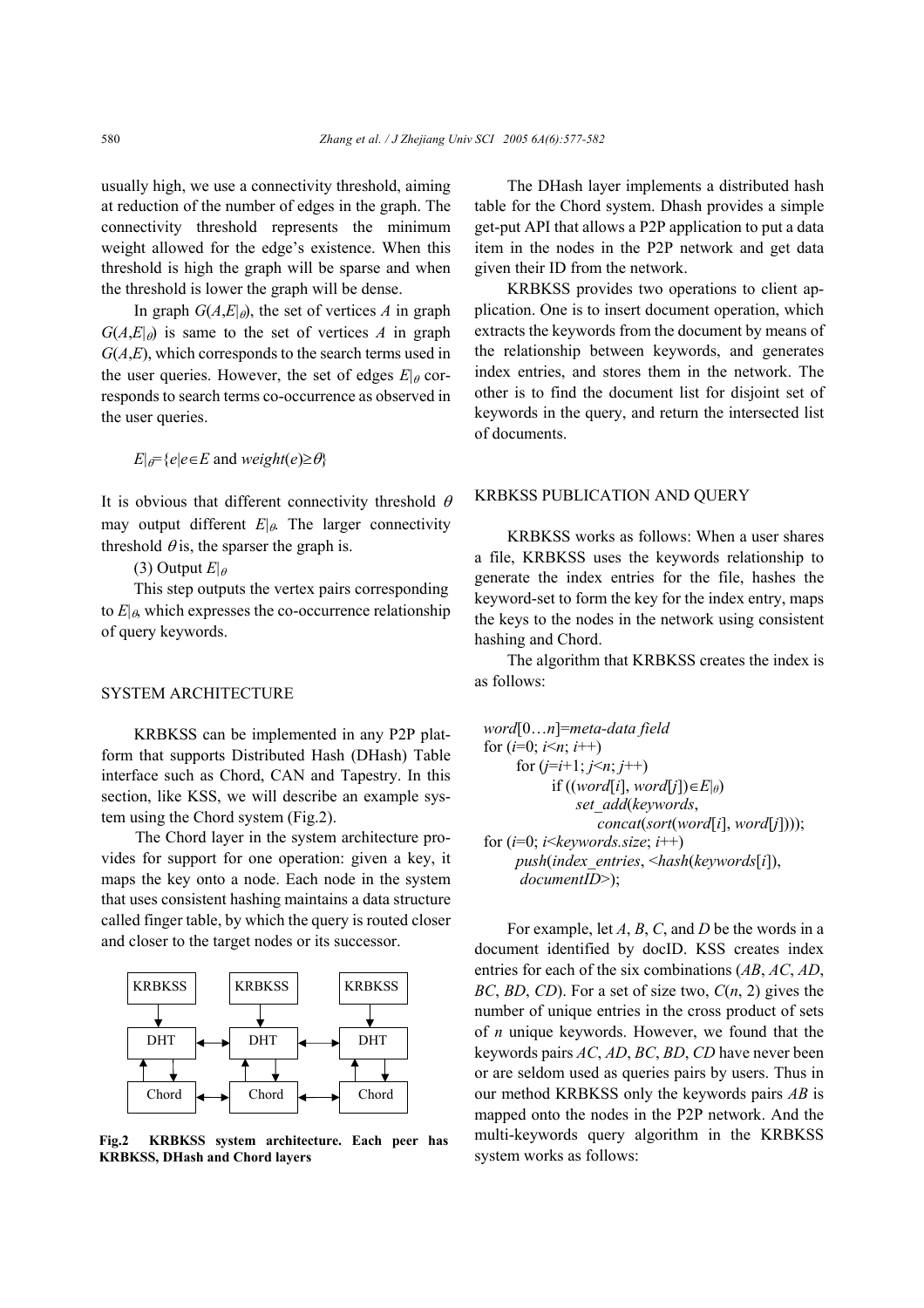usually high, we use a connectivity threshold, aiming at reduction of the number of edges in the graph. The connectivity threshold represents the minimum weight allowed for the edge's existence. When this threshold is high the graph will be sparse and when the threshold is lower the graph will be dense.

In graph $G(A,E|_\theta)$, the set of vertices $A$ in graph $G(A,E|_\theta)$ is same to the set of vertices $A$ in graph $G(A,E)$, which corresponds to the search terms used in the user queries. However, the set of edges $E|_\theta$ corresponds to search terms co-occurrence as observed in the user queries.

$$E|_\theta=\{e|e\in E \text{ and } weight(e)\geq\theta\}$$

It is obvious that different connectivity threshold $\theta$ may output different $E|_\theta$. The larger connectivity threshold $\theta$ is, the sparser the graph is.

(3) Output $E|_\theta$

This step outputs the vertex pairs corresponding to $E|_\theta$, which expresses the co-occurrence relationship of query keywords.

## SYSTEM ARCHITECTURE

KRBKSS can be implemented in any P2P platform that supports Distributed Hash (DHash) Table interface such as Chord, CAN and Tapestry. In this section, like KSS, we will describe an example system using the Chord system (Fig.2).

The Chord layer in the system architecture provides for support for one operation: given a key, it maps the key onto a node. Each node in the system that uses consistent hashing maintains a data structure called finger table, by which the query is routed closer and closer to the target nodes or its successor.

| KRBKSS | KRBKSS | KRBKSS |
|---|---|---|
| DHT | DHT | DHT |
| Chord | Chord | Chord |

**Fig.2 KRBKSS system architecture. Each peer has KRBKSS, DHash and Chord layers**

The DHash layer implements a distributed hash table for the Chord system. Dhash provides a simple get-put API that allows a P2P application to put a data item in the nodes in the P2P network and get data given their ID from the network.

KRBKSS provides two operations to client application. One is to insert document operation, which extracts the keywords from the document by means of the relationship between keywords, and generates index entries, and stores them in the network. The other is to find the document list for disjoint set of keywords in the query, and return the intersected list of documents.

## KRBKSS PUBLICATION AND QUERY

KRBKSS works as follows: When a user shares a file, KRBKSS uses the keywords relationship to generate the index entries for the file, hashes the keyword-set to form the key for the index entry, maps the keys to the nodes in the network using consistent hashing and Chord.

The algorithm that KRBKSS creates the index is as follows:

```
word[0…n]=meta-data field
for (i=0; i<n; i++)
    for (j=i+1; j<n; j++)
        if ((word[i], word[j])∈E|θ)
            set_add(keywords,
                concat(sort(word[i], word[j])));
for (i=0; i<keywords.size; i++)
    push(index_entries, <hash(keywords[i]),
     documentID>);
```

For example, let $A$, $B$, $C$, and $D$ be the words in a document identified by docID. KSS creates index entries for each of the six combinations ($AB$, $AC$, $AD$, $BC$, $BD$, $CD$). For a set of size two, $C(n, 2)$ gives the number of unique entries in the cross product of sets of $n$ unique keywords. However, we found that the keywords pairs $AC$, $AD$, $BC$, $BD$, $CD$ have never been or are seldom used as queries pairs by users. Thus in our method KRBKSS only the keywords pairs $AB$ is mapped onto the nodes in the P2P network. And the multi-keywords query algorithm in the KRBKSS system works as follows: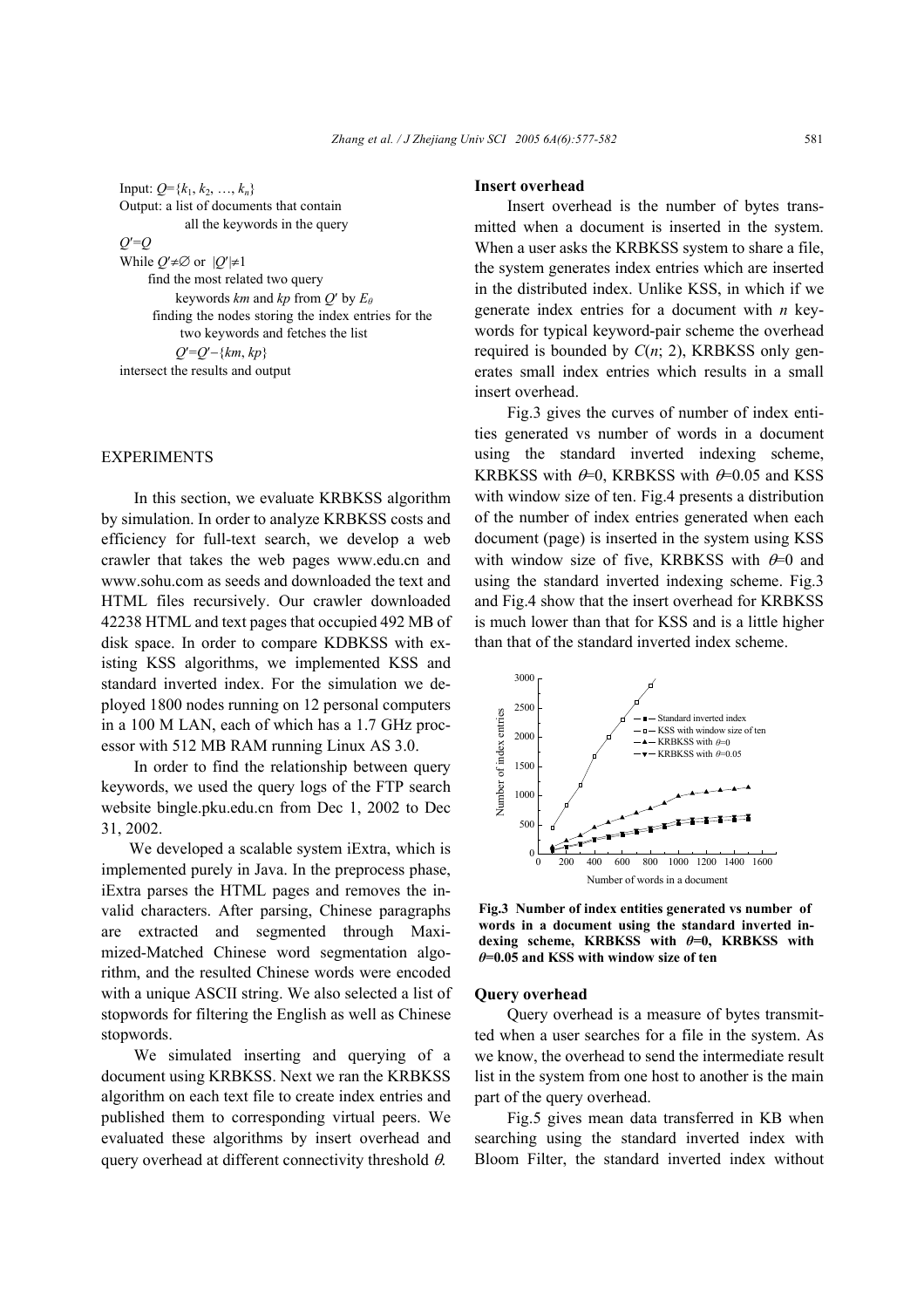Input: $Q=\{k_1, k_2, \ldots, k_n\}$
Output: a list of documents that contain all the keywords in the query
$Q'=Q$
While $Q'\neq\varnothing$ or $|Q'|\neq 1$
  find the most related two query keywords $km$ and $kp$ from $Q'$ by $E_\theta$
  finding the nodes storing the index entries for the two keywords and fetches the list
  $Q'=Q'-\{km, kp\}$
intersect the results and output

## EXPERIMENTS

In this section, we evaluate KRBKSS algorithm by simulation. In order to analyze KRBKSS costs and efficiency for full-text search, we develop a web crawler that takes the web pages www.edu.cn and www.sohu.com as seeds and downloaded the text and HTML files recursively. Our crawler downloaded 42238 HTML and text pages that occupied 492 MB of disk space. In order to compare KDBKSS with existing KSS algorithms, we implemented KSS and standard inverted index. For the simulation we deployed 1800 nodes running on 12 personal computers in a 100 M LAN, each of which has a 1.7 GHz processor with 512 MB RAM running Linux AS 3.0.

In order to find the relationship between query keywords, we used the query logs of the FTP search website bingle.pku.edu.cn from Dec 1, 2002 to Dec 31, 2002.

We developed a scalable system iExtra, which is implemented purely in Java. In the preprocess phase, iExtra parses the HTML pages and removes the invalid characters. After parsing, Chinese paragraphs are extracted and segmented through Maximized-Matched Chinese word segmentation algorithm, and the resulted Chinese words were encoded with a unique ASCII string. We also selected a list of stopwords for filtering the English as well as Chinese stopwords.

We simulated inserting and querying of a document using KRBKSS. Next we ran the KRBKSS algorithm on each text file to create index entries and published them to corresponding virtual peers. We evaluated these algorithms by insert overhead and query overhead at different connectivity threshold $\theta$.

### Insert overhead

Insert overhead is the number of bytes transmitted when a document is inserted in the system. When a user asks the KRBKSS system to share a file, the system generates index entries which are inserted in the distributed index. Unlike KSS, in which if we generate index entries for a document with $n$ keywords for typical keyword-pair scheme the overhead required is bounded by $C(n; 2)$, KRBKSS only generates small index entries which results in a small insert overhead.

Fig.3 gives the curves of number of index entities generated vs number of words in a document using the standard inverted indexing scheme, KRBKSS with $\theta$=0, KRBKSS with $\theta$=0.05 and KSS with window size of ten. Fig.4 presents a distribution of the number of index entries generated when each document (page) is inserted in the system using KSS with window size of five, KRBKSS with $\theta$=0 and using the standard inverted indexing scheme. Fig.3 and Fig.4 show that the insert overhead for KRBKSS is much lower than that for KSS and is a little higher than that of the standard inverted index scheme.

**Fig.3 Number of index entities generated vs number of words in a document using the standard inverted indexing scheme, KRBKSS with $\theta$=0, KRBKSS with $\theta$=0.05 and KSS with window size of ten**

### Query overhead

Query overhead is a measure of bytes transmitted when a user searches for a file in the system. As we know, the overhead to send the intermediate result list in the system from one host to another is the main part of the query overhead.

Fig.5 gives mean data transferred in KB when searching using the standard inverted index with Bloom Filter, the standard inverted index without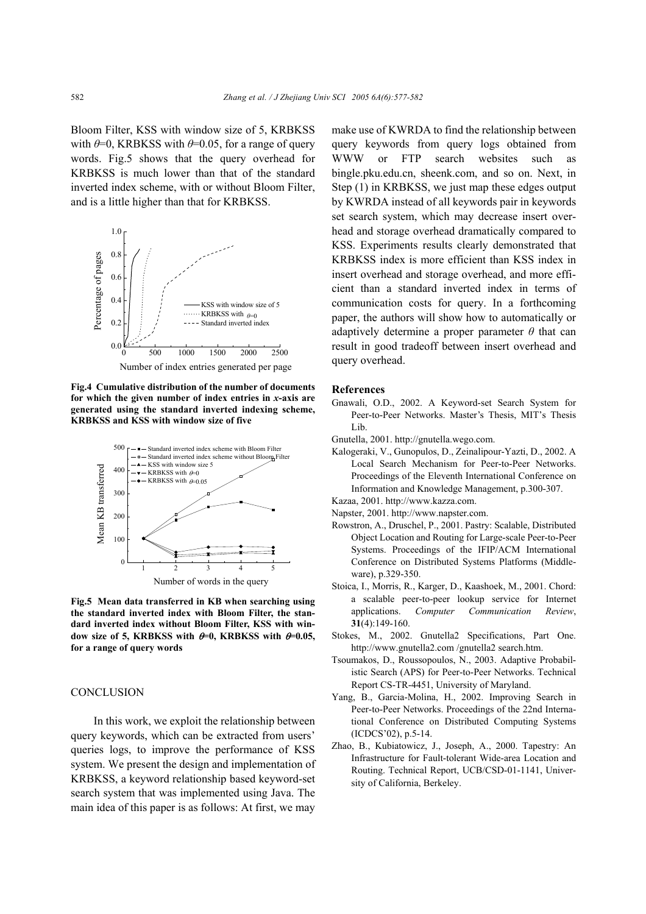Bloom Filter, KSS with window size of 5, KRBKSS with $\theta$=0, KRBKSS with $\theta$=0.05, for a range of query words. Fig.5 shows that the query overhead for KRBKSS is much lower than that of the standard inverted index scheme, with or without Bloom Filter, and is a little higher than that for KRBKSS.

Percentage of pages
1.0
0.8
0.6
0.4
0.2
0.0
0 500 1000 1500 2000 2500
Number of index entries generated per page
KSS with window size of 5
KRBKSS with $\theta$=0
Standard inverted index

**Fig.4 Cumulative distribution of the number of documents for which the given number of index entries in *x*-axis are generated using the standard inverted indexing scheme, KRBKSS and KSS with window size of five**

Mean KB transferred
500
400
300
200
100
0
1 2 3 4 5
Number of words in the query
Standard inverted index scheme with Bloom Filter
Standard inverted index scheme without Bloom Filter
KSS with window size 5
KRBKSS with $\theta$=0
KRBKSS with $\theta$=0.05

**Fig.5 Mean data transferred in KB when searching using the standard inverted index with Bloom Filter, the standard inverted index without Bloom Filter, KSS with window size of 5, KRBKSS with $\theta$=0, KRBKSS with $\theta$=0.05, for a range of query words**

## CONCLUSION

In this work, we exploit the relationship between query keywords, which can be extracted from users' queries logs, to improve the performance of KSS system. We present the design and implementation of KRBKSS, a keyword relationship based keyword-set search system that was implemented using Java. The main idea of this paper is as follows: At first, we may make use of KWRDA to find the relationship between query keywords from query logs obtained from WWW or FTP search websites such as bingle.pku.edu.cn, sheenk.com, and so on. Next, in Step (1) in KRBKSS, we just map these edges output by KWRDA instead of all keywords pair in keywords set search system, which may decrease insert overhead and storage overhead dramatically compared to KSS. Experiments results clearly demonstrated that KRBKSS index is more efficient than KSS index in insert overhead and storage overhead, and more efficient than a standard inverted index in terms of communication costs for query. In a forthcoming paper, the authors will show how to automatically or adaptively determine a proper parameter $\theta$ that can result in good tradeoff between insert overhead and query overhead.

## References

Gnawali, O.D., 2002. A Keyword-set Search System for Peer-to-Peer Networks. Master's Thesis, MIT's Thesis Lib.

Gnutella, 2001. http://gnutella.wego.com.

Kalogeraki, V., Gunopulos, D., Zeinalipour-Yazti, D., 2002. A Local Search Mechanism for Peer-to-Peer Networks. Proceedings of the Eleventh International Conference on Information and Knowledge Management, p.300-307.

Kazaa, 2001. http://www.kazza.com.

Napster, 2001. http://www.napster.com.

Rowstron, A., Druschel, P., 2001. Pastry: Scalable, Distributed Object Location and Routing for Large-scale Peer-to-Peer Systems. Proceedings of the IFIP/ACM International Conference on Distributed Systems Platforms (Middleware), p.329-350.

Stoica, I., Morris, R., Karger, D., Kaashoek, M., 2001. Chord: a scalable peer-to-peer lookup service for Internet applications. *Computer Communication Review*, **31**(4):149-160.

Stokes, M., 2002. Gnutella2 Specifications, Part One. http://www.gnutella2.com /gnutella2 search.htm.

Tsoumakos, D., Roussopoulos, N., 2003. Adaptive Probabilistic Search (APS) for Peer-to-Peer Networks. Technical Report CS-TR-4451, University of Maryland.

Yang, B., Garcia-Molina, H., 2002. Improving Search in Peer-to-Peer Networks. Proceedings of the 22nd International Conference on Distributed Computing Systems (ICDCS'02), p.5-14.

Zhao, B., Kubiatowicz, J., Joseph, A., 2000. Tapestry: An Infrastructure for Fault-tolerant Wide-area Location and Routing. Technical Report, UCB/CSD-01-1141, University of California, Berkeley.